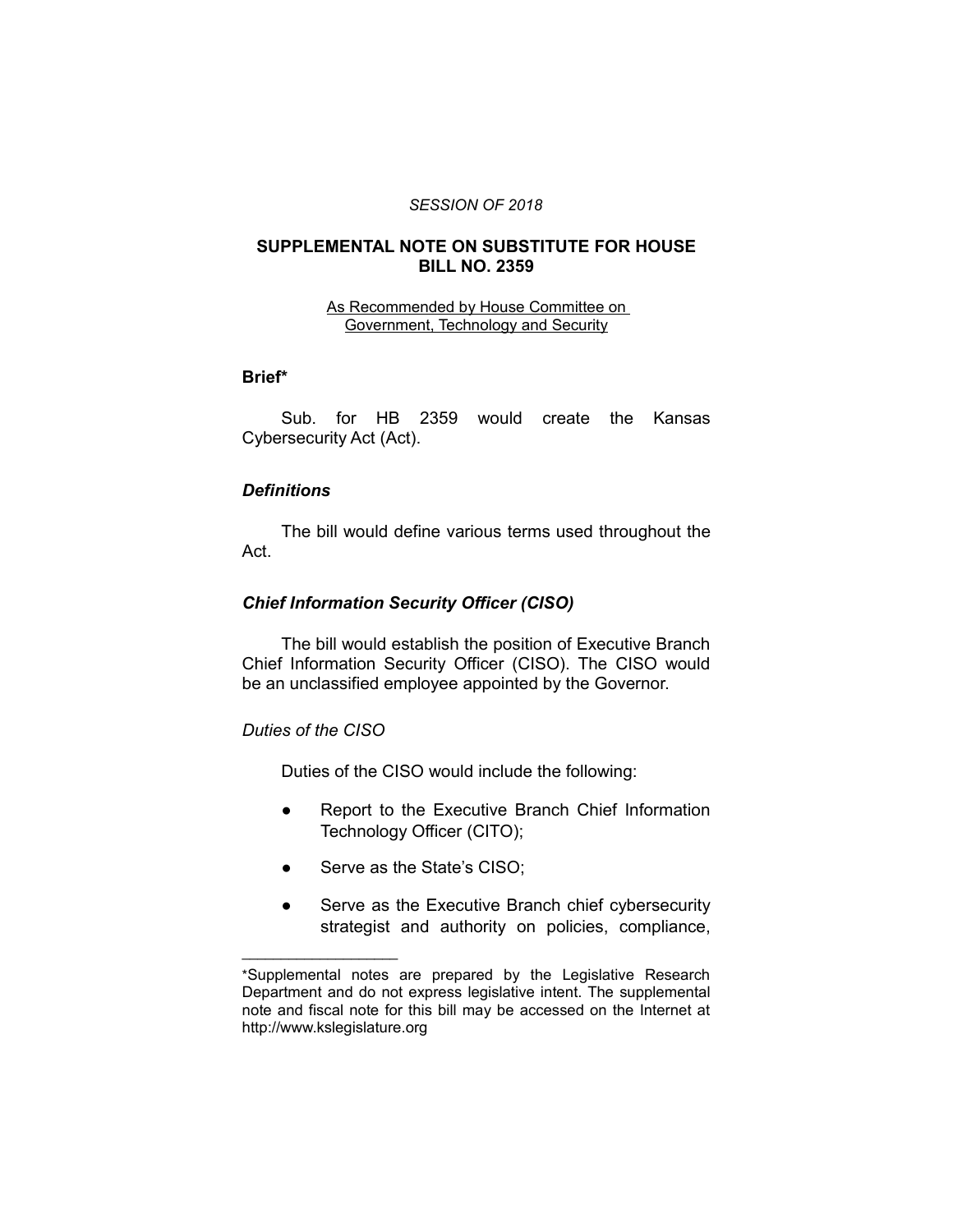*SESSION OF 2018*

# SUPPLEMENTAL NOTE ON SUBSTITUTE FOR HOUSE BILL NO. 2359

As Recommended by House Committee on Government, Technology and Security

## Brief*

Sub. for HB 2359 would create the Kansas Cybersecurity Act (Act).

### *Definitions*

The bill would define various terms used throughout the Act.

### *Chief Information Security Officer (CISO)*

The bill would establish the position of Executive Branch Chief Information Security Officer (CISO). The CISO would be an unclassified employee appointed by the Governor.

#### *Duties of the CISO*

Duties of the CISO would include the following:

- Report to the Executive Branch Chief Information Technology Officer (CITO);
- Serve as the State's CISO;
- Serve as the Executive Branch chief cybersecurity strategist and authority on policies, compliance,

---

*Supplemental notes are prepared by the Legislative Research Department and do not express legislative intent. The supplemental note and fiscal note for this bill may be accessed on the Internet at http://www.kslegislature.org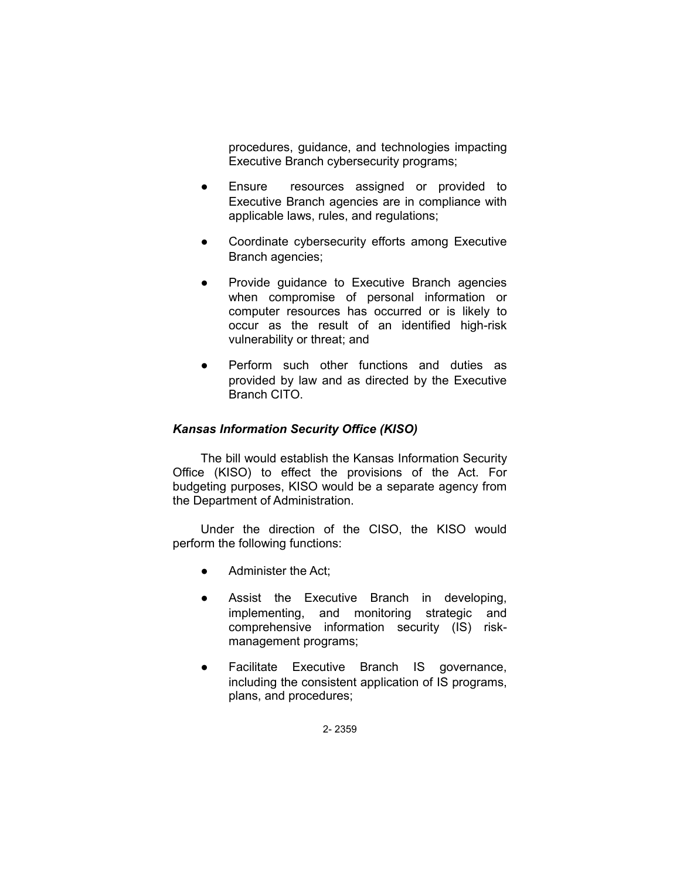procedures, guidance, and technologies impacting Executive Branch cybersecurity programs;

- Ensure resources assigned or provided to Executive Branch agencies are in compliance with applicable laws, rules, and regulations;
- Coordinate cybersecurity efforts among Executive Branch agencies;
- Provide guidance to Executive Branch agencies when compromise of personal information or computer resources has occurred or is likely to occur as the result of an identified high-risk vulnerability or threat; and
- Perform such other functions and duties as provided by law and as directed by the Executive Branch CITO.

***Kansas Information Security Office (KISO)***

The bill would establish the Kansas Information Security Office (KISO) to effect the provisions of the Act. For budgeting purposes, KISO would be a separate agency from the Department of Administration.

Under the direction of the CISO, the KISO would perform the following functions:

- Administer the Act;
- Assist the Executive Branch in developing, implementing, and monitoring strategic and comprehensive information security (IS) risk-management programs;
- Facilitate Executive Branch IS governance, including the consistent application of IS programs, plans, and procedures;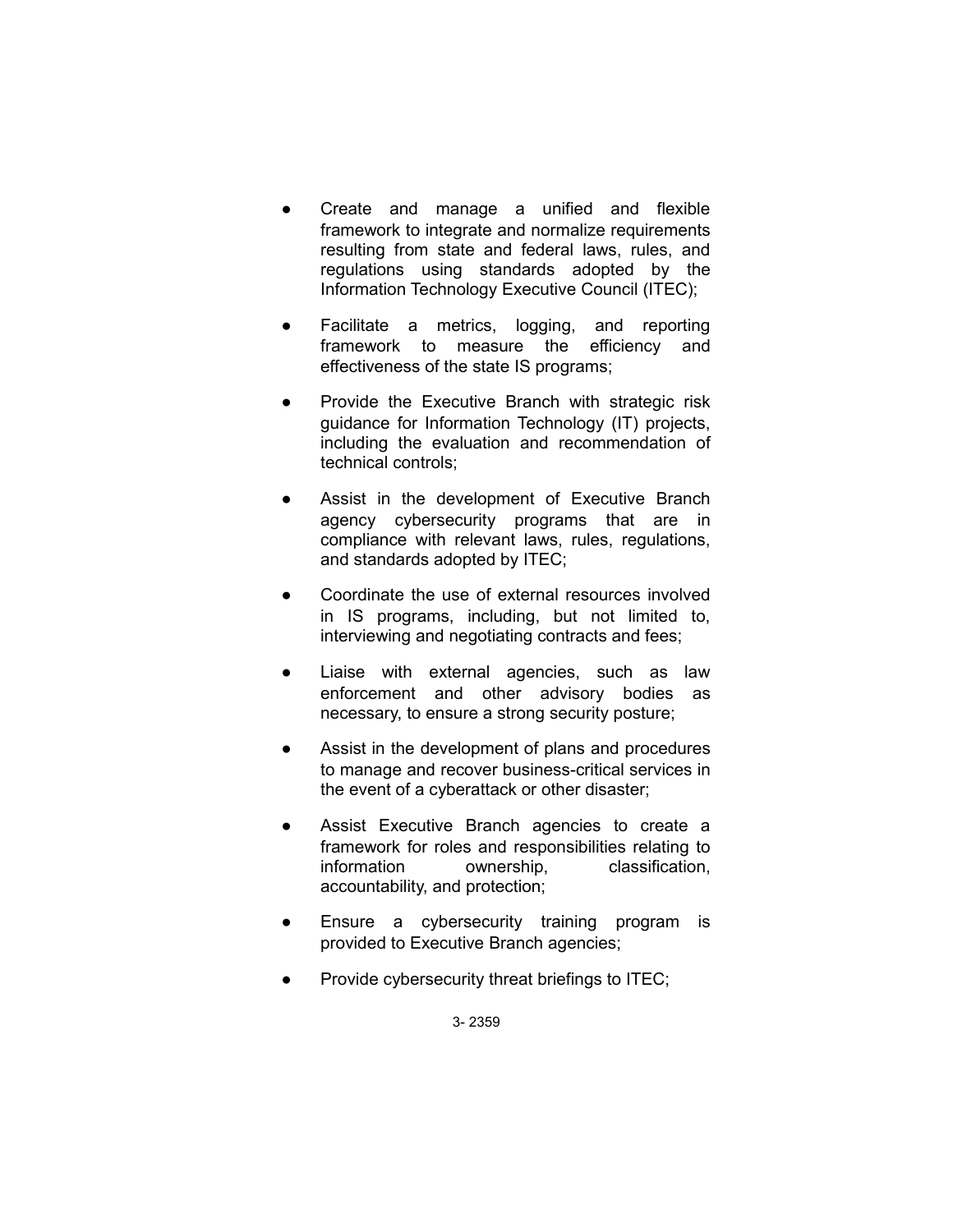- Create and manage a unified and flexible framework to integrate and normalize requirements resulting from state and federal laws, rules, and regulations using standards adopted by the Information Technology Executive Council (ITEC);
- Facilitate a metrics, logging, and reporting framework to measure the efficiency and effectiveness of the state IS programs;
- Provide the Executive Branch with strategic risk guidance for Information Technology (IT) projects, including the evaluation and recommendation of technical controls;
- Assist in the development of Executive Branch agency cybersecurity programs that are in compliance with relevant laws, rules, regulations, and standards adopted by ITEC;
- Coordinate the use of external resources involved in IS programs, including, but not limited to, interviewing and negotiating contracts and fees;
- Liaise with external agencies, such as law enforcement and other advisory bodies as necessary, to ensure a strong security posture;
- Assist in the development of plans and procedures to manage and recover business-critical services in the event of a cyberattack or other disaster;
- Assist Executive Branch agencies to create a framework for roles and responsibilities relating to information ownership, classification, accountability, and protection;
- Ensure a cybersecurity training program is provided to Executive Branch agencies;
- Provide cybersecurity threat briefings to ITEC;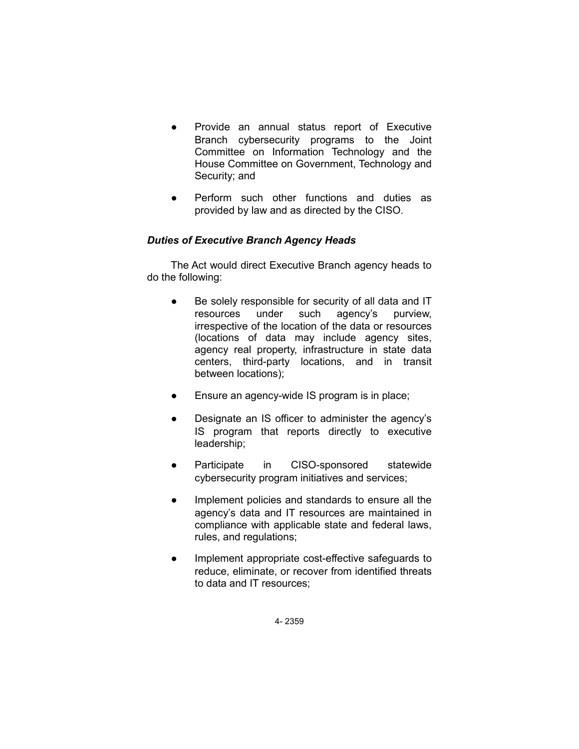- Provide an annual status report of Executive Branch cybersecurity programs to the Joint Committee on Information Technology and the House Committee on Government, Technology and Security; and

- Perform such other functions and duties as provided by law and as directed by the CISO.

### *Duties of Executive Branch Agency Heads*

The Act would direct Executive Branch agency heads to do the following:

- Be solely responsible for security of all data and IT resources under such agency's purview, irrespective of the location of the data or resources (locations of data may include agency sites, agency real property, infrastructure in state data centers, third-party locations, and in transit between locations);

- Ensure an agency-wide IS program is in place;

- Designate an IS officer to administer the agency's IS program that reports directly to executive leadership;

- Participate in CISO-sponsored statewide cybersecurity program initiatives and services;

- Implement policies and standards to ensure all the agency's data and IT resources are maintained in compliance with applicable state and federal laws, rules, and regulations;

- Implement appropriate cost-effective safeguards to reduce, eliminate, or recover from identified threats to data and IT resources;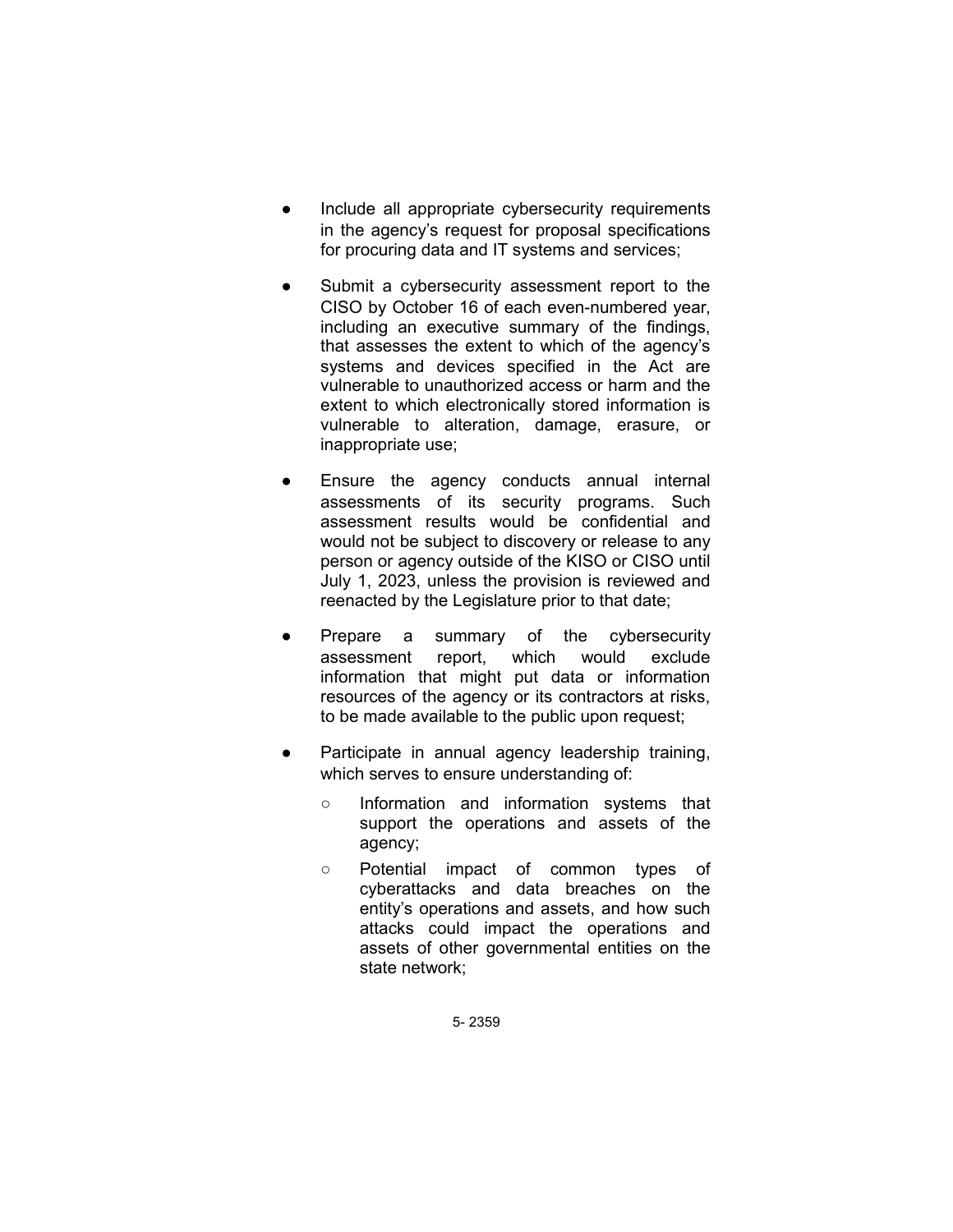- Include all appropriate cybersecurity requirements in the agency's request for proposal specifications for procuring data and IT systems and services;

- Submit a cybersecurity assessment report to the CISO by October 16 of each even-numbered year, including an executive summary of the findings, that assesses the extent to which of the agency's systems and devices specified in the Act are vulnerable to unauthorized access or harm and the extent to which electronically stored information is vulnerable to alteration, damage, erasure, or inappropriate use;

- Ensure the agency conducts annual internal assessments of its security programs. Such assessment results would be confidential and would not be subject to discovery or release to any person or agency outside of the KISO or CISO until July 1, 2023, unless the provision is reviewed and reenacted by the Legislature prior to that date;

- Prepare a summary of the cybersecurity assessment report, which would exclude information that might put data or information resources of the agency or its contractors at risks, to be made available to the public upon request;

- Participate in annual agency leadership training, which serves to ensure understanding of:
  - Information and information systems that support the operations and assets of the agency;
  - Potential impact of common types of cyberattacks and data breaches on the entity's operations and assets, and how such attacks could impact the operations and assets of other governmental entities on the state network;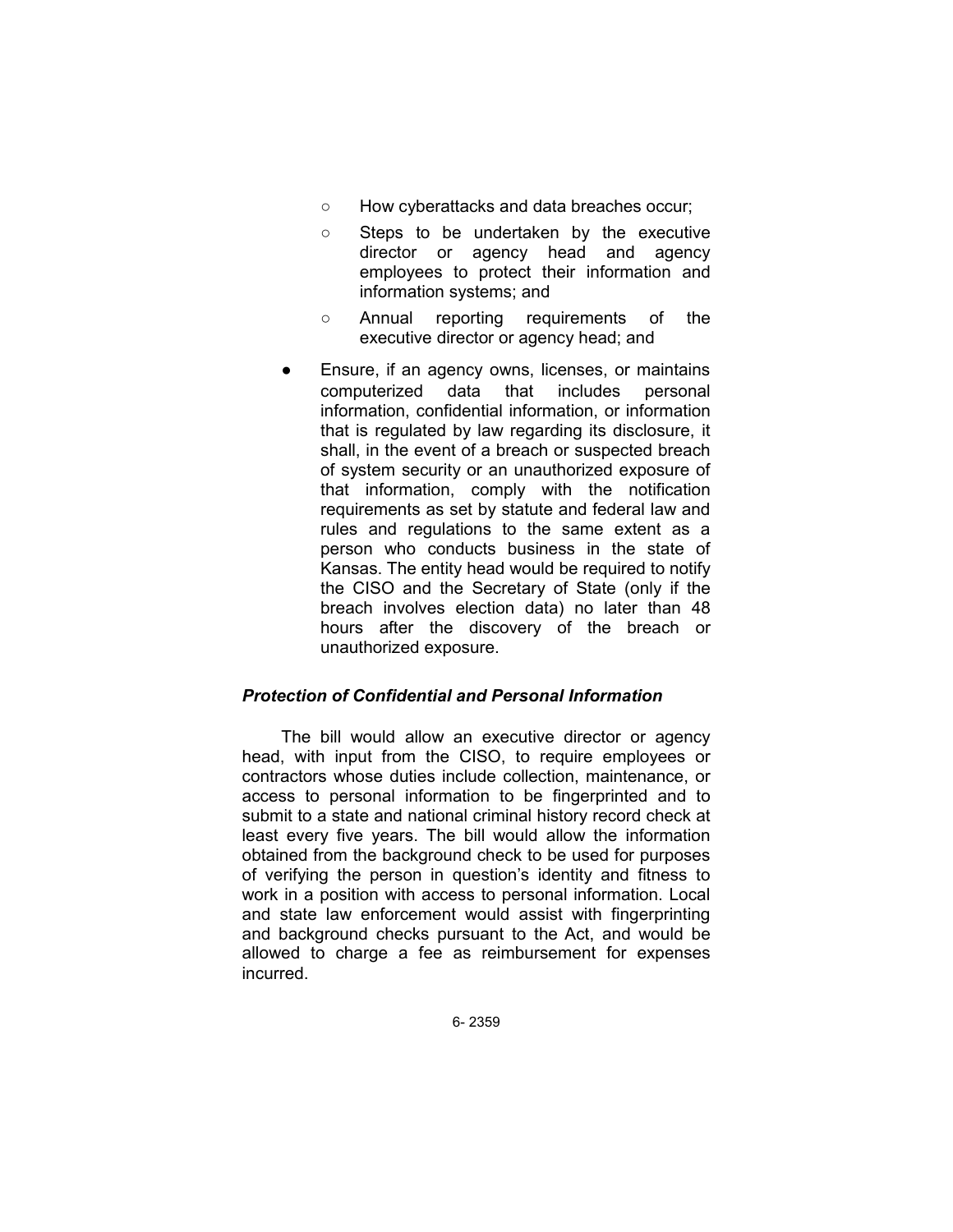- How cyberattacks and data breaches occur;
    - Steps to be undertaken by the executive director or agency head and agency employees to protect their information and information systems; and
    - Annual reporting requirements of the executive director or agency head; and
- Ensure, if an agency owns, licenses, or maintains computerized data that includes personal information, confidential information, or information that is regulated by law regarding its disclosure, it shall, in the event of a breach or suspected breach of system security or an unauthorized exposure of that information, comply with the notification requirements as set by statute and federal law and rules and regulations to the same extent as a person who conducts business in the state of Kansas. The entity head would be required to notify the CISO and the Secretary of State (only if the breach involves election data) no later than 48 hours after the discovery of the breach or unauthorized exposure.

### *Protection of Confidential and Personal Information*

The bill would allow an executive director or agency head, with input from the CISO, to require employees or contractors whose duties include collection, maintenance, or access to personal information to be fingerprinted and to submit to a state and national criminal history record check at least every five years. The bill would allow the information obtained from the background check to be used for purposes of verifying the person in question's identity and fitness to work in a position with access to personal information. Local and state law enforcement would assist with fingerprinting and background checks pursuant to the Act, and would be allowed to charge a fee as reimbursement for expenses incurred.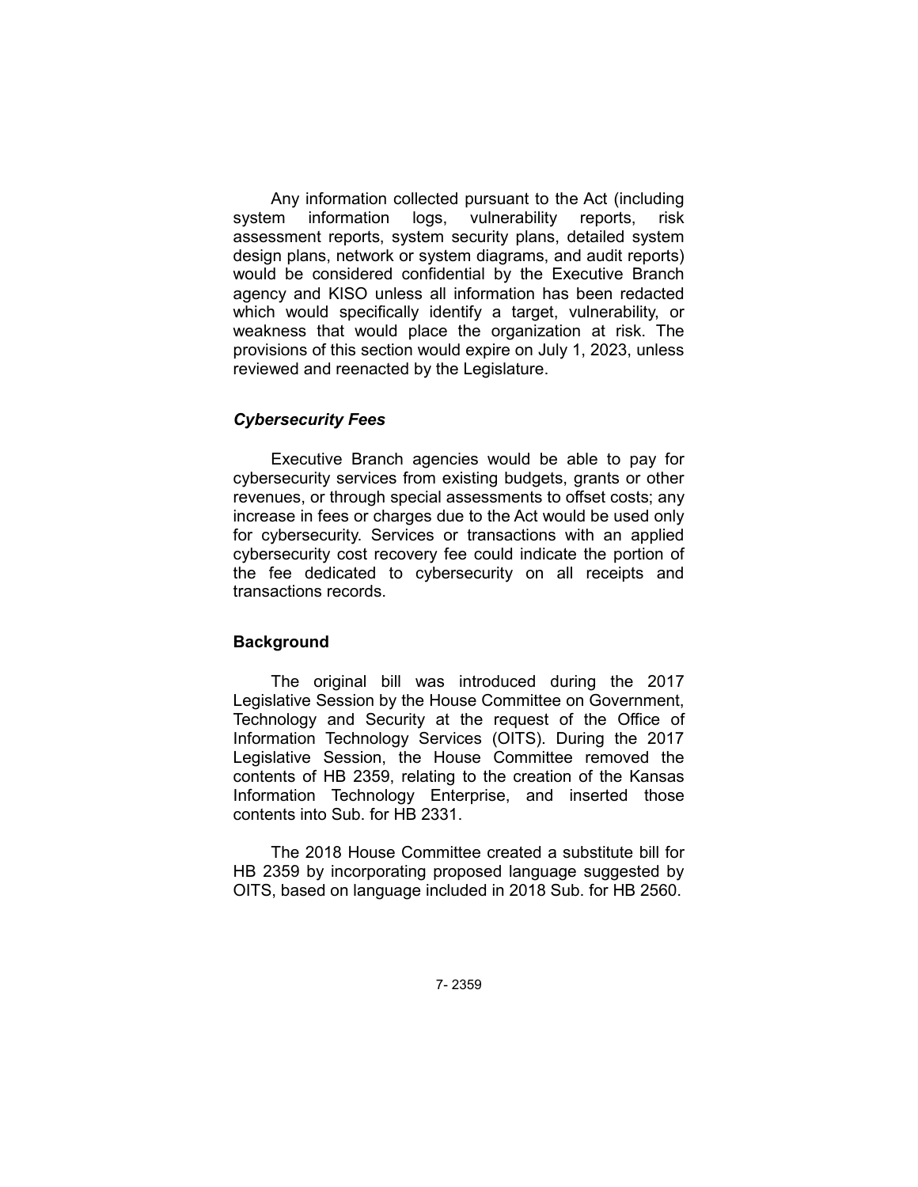Any information collected pursuant to the Act (including system information logs, vulnerability reports, risk assessment reports, system security plans, detailed system design plans, network or system diagrams, and audit reports) would be considered confidential by the Executive Branch agency and KISO unless all information has been redacted which would specifically identify a target, vulnerability, or weakness that would place the organization at risk. The provisions of this section would expire on July 1, 2023, unless reviewed and reenacted by the Legislature.

### *Cybersecurity Fees*

Executive Branch agencies would be able to pay for cybersecurity services from existing budgets, grants or other revenues, or through special assessments to offset costs; any increase in fees or charges due to the Act would be used only for cybersecurity. Services or transactions with an applied cybersecurity cost recovery fee could indicate the portion of the fee dedicated to cybersecurity on all receipts and transactions records.

## Background

The original bill was introduced during the 2017 Legislative Session by the House Committee on Government, Technology and Security at the request of the Office of Information Technology Services (OITS). During the 2017 Legislative Session, the House Committee removed the contents of HB 2359, relating to the creation of the Kansas Information Technology Enterprise, and inserted those contents into Sub. for HB 2331.

The 2018 House Committee created a substitute bill for HB 2359 by incorporating proposed language suggested by OITS, based on language included in 2018 Sub. for HB 2560.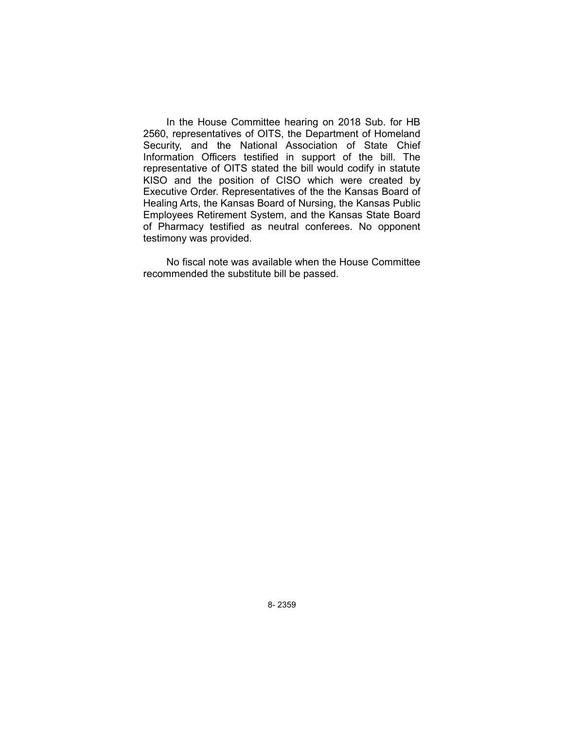In the House Committee hearing on 2018 Sub. for HB 2560, representatives of OITS, the Department of Homeland Security, and the National Association of State Chief Information Officers testified in support of the bill. The representative of OITS stated the bill would codify in statute KISO and the position of CISO which were created by Executive Order. Representatives of the the Kansas Board of Healing Arts, the Kansas Board of Nursing, the Kansas Public Employees Retirement System, and the Kansas State Board of Pharmacy testified as neutral conferees. No opponent testimony was provided.

No fiscal note was available when the House Committee recommended the substitute bill be passed.